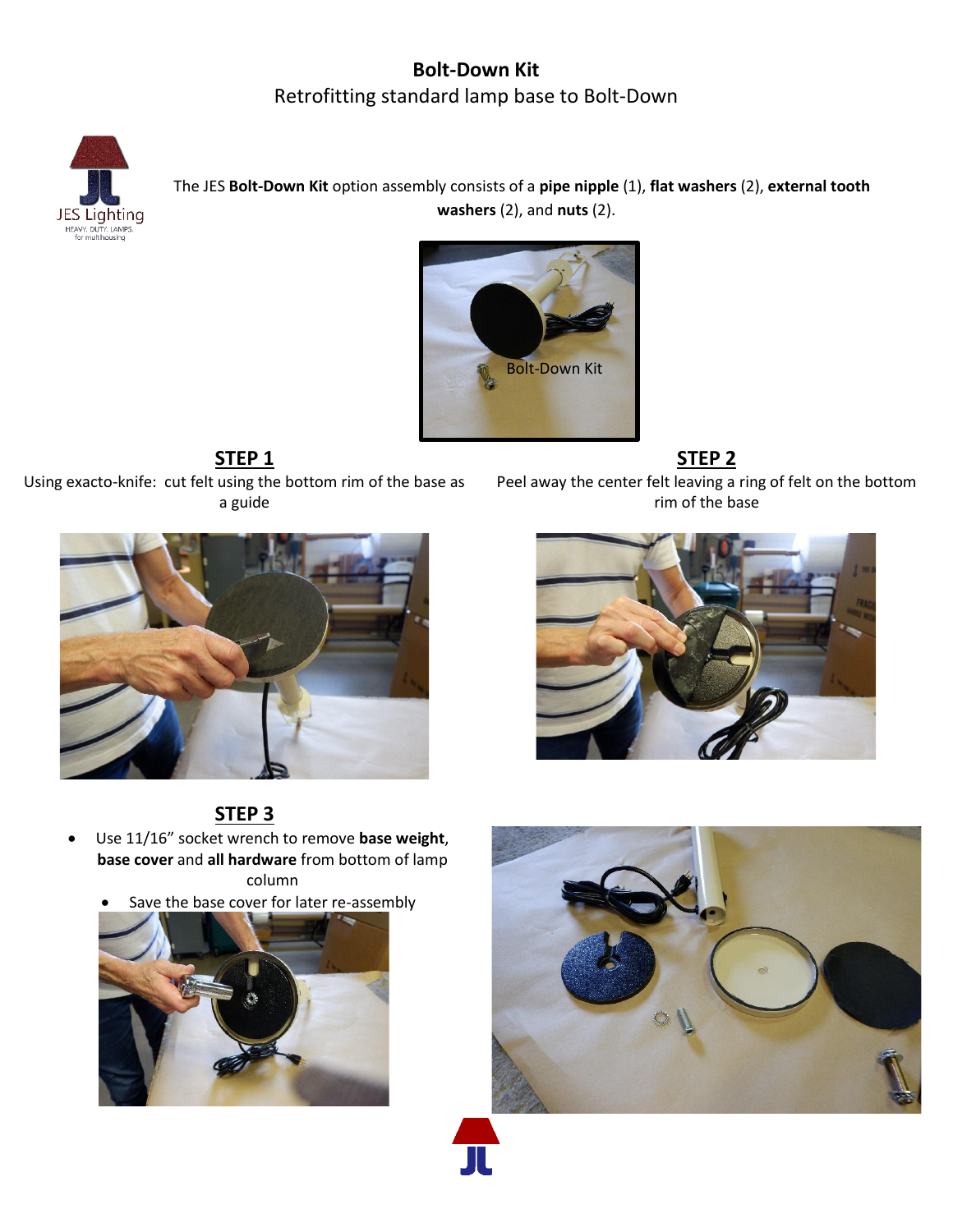# **Bolt-Down Kit**

Retrofitting standard lamp base to Bolt-Down

The JES **Bolt-Down Kit** option assembly consists of a **pipe nipple** (1), **flat washers** (2), **external tooth washers** (2), and **nuts** (2).

Bolt-Down Kit

## STEP 1

Using exacto-knife: cut felt using the bottom rim of the base as a guide

## STEP 2

Peel away the center felt leaving a ring of felt on the bottom rim of the base

## STEP 3

- Use 11/16" socket wrench to remove **base weight**, **base cover** and **all hardware** from bottom of lamp column
  - Save the base cover for later re-assembly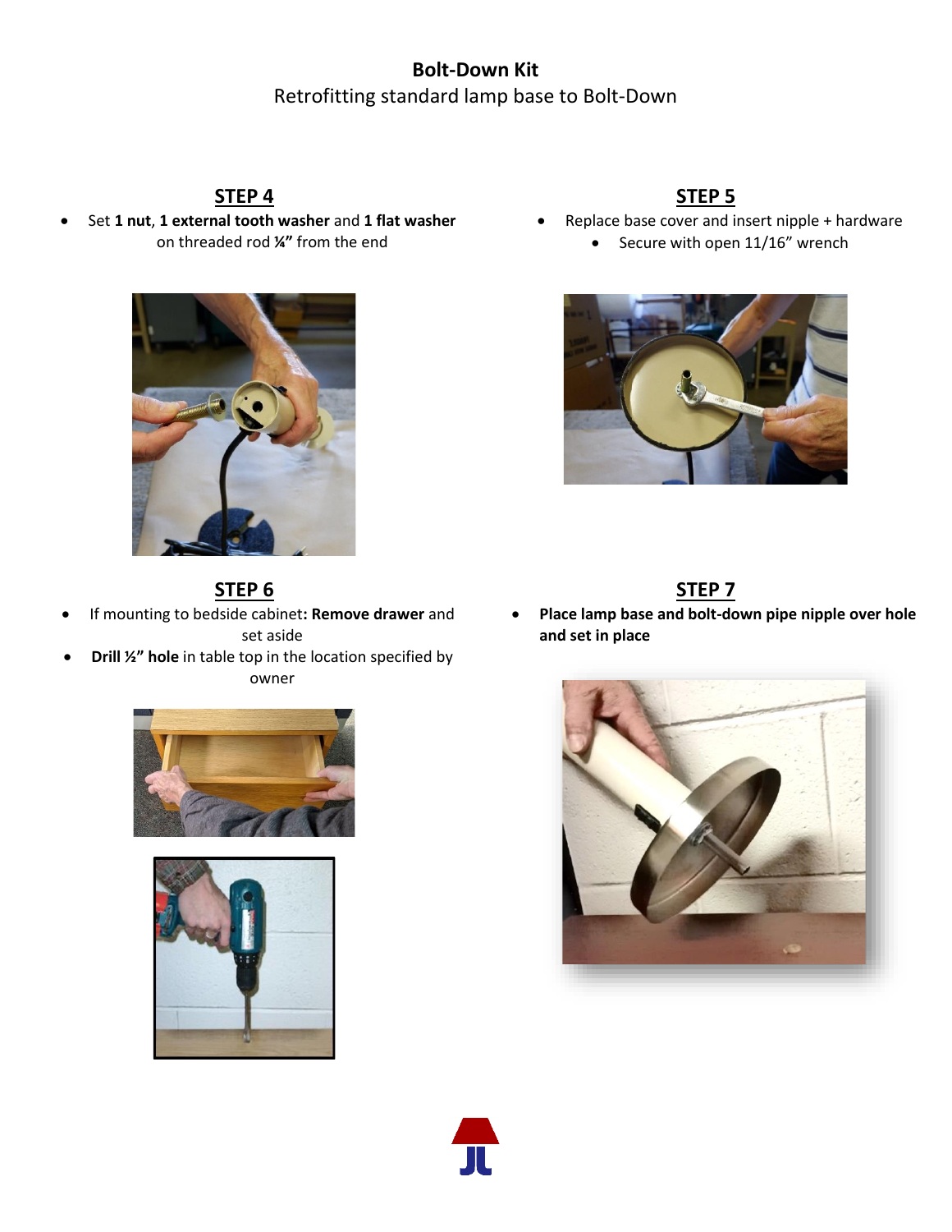**Bolt-Down Kit**

Retrofitting standard lamp base to Bolt-Down

## STEP 4

- Set **1 nut**, **1 external tooth washer** and **1 flat washer** on threaded rod **¼"** from the end

## STEP 5

- Replace base cover and insert nipple + hardware
  - Secure with open 11/16" wrench

## STEP 6

- If mounting to bedside cabinet**: Remove drawer** and set aside
- **Drill ½" hole** in table top in the location specified by owner

## STEP 7

- **Place lamp base and bolt-down pipe nipple over hole and set in place**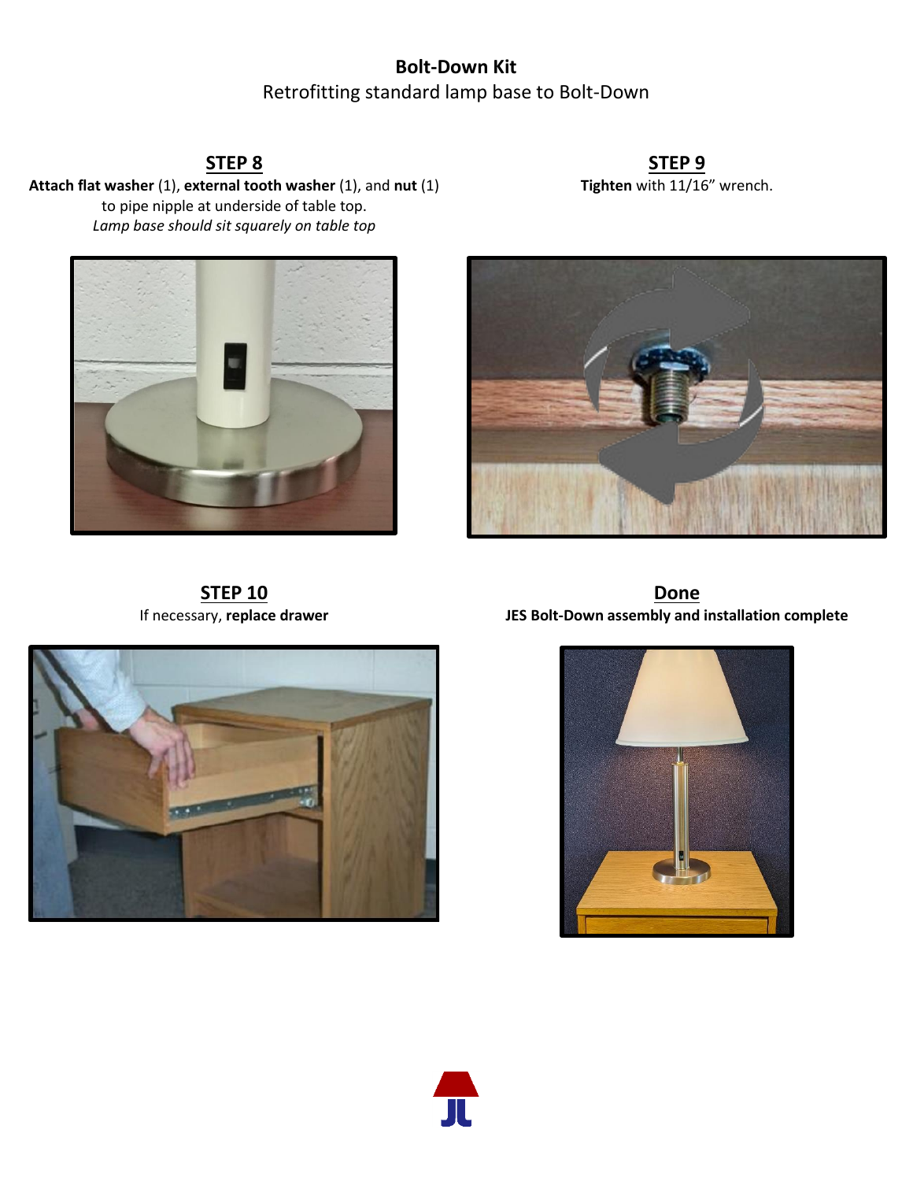# Bolt-Down Kit

Retrofitting standard lamp base to Bolt-Down

## STEP 8

**Attach flat washer** (1), **external tooth washer** (1), and **nut** (1) to pipe nipple at underside of table top.

*Lamp base should sit squarely on table top*

## STEP 9

**Tighten** with 11/16" wrench.

## STEP 10

If necessary, **replace drawer**

## Done

**JES Bolt-Down assembly and installation complete**